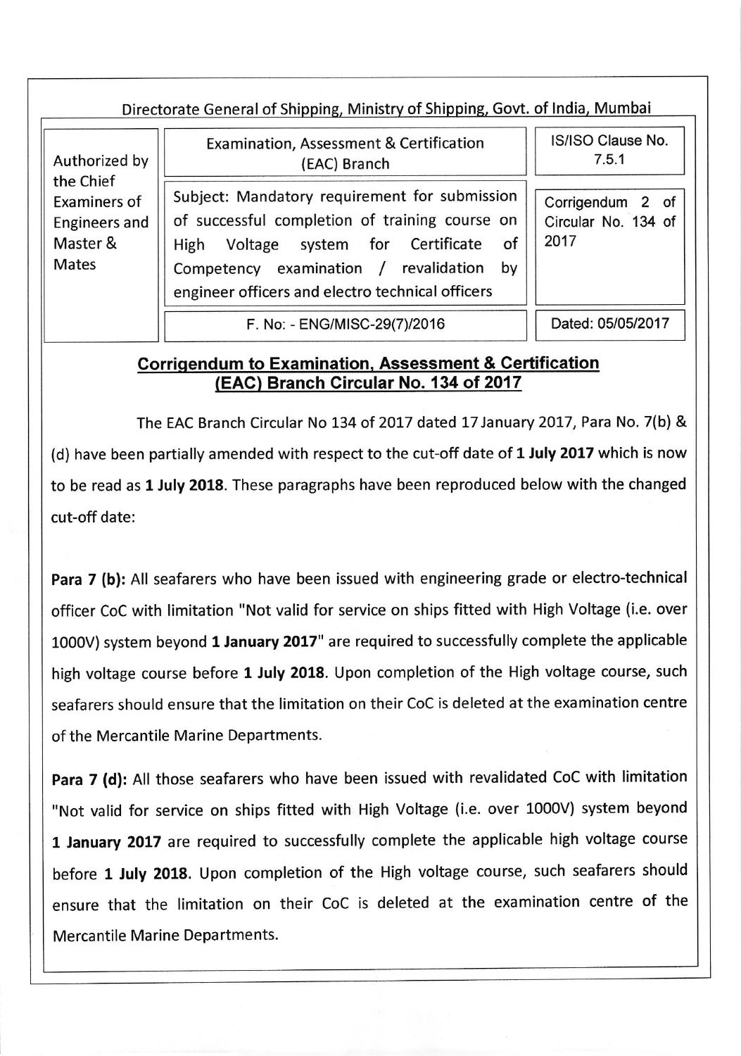Directorate General of Shipping, Ministry of Shipping, Govt. of India, Mumbai

| Authorized by the Chief Examiners of Engineers and Master & Mates | Examination, Assessment & Certification (EAC) Branch | IS/ISO Clause No. 7.5.1 |
|---|---|---|
| | Subject: Mandatory requirement for submission of successful completion of training course on High Voltage system for Certificate of Competency examination / revalidation by engineer officers and electro technical officers | Corrigendum 2 of Circular No. 134 of 2017 |
| | F. No: - ENG/MISC-29(7)/2016 | Dated: 05/05/2017 |

## Corrigendum to Examination, Assessment & Certification (EAC) Branch Circular No. 134 of 2017

The EAC Branch Circular No 134 of 2017 dated 17 January 2017, Para No. 7(b) & (d) have been partially amended with respect to the cut-off date of **1 July 2017** which is now to be read as **1 July 2018**. These paragraphs have been reproduced below with the changed cut-off date:

**Para 7 (b):** All seafarers who have been issued with engineering grade or electro-technical officer CoC with limitation "Not valid for service on ships fitted with High Voltage (i.e. over 1000V) system beyond **1 January 2017**" are required to successfully complete the applicable high voltage course before **1 July 2018**. Upon completion of the High voltage course, such seafarers should ensure that the limitation on their CoC is deleted at the examination centre of the Mercantile Marine Departments.

**Para 7 (d):** All those seafarers who have been issued with revalidated CoC with limitation "Not valid for service on ships fitted with High Voltage (i.e. over 1000V) system beyond **1 January 2017** are required to successfully complete the applicable high voltage course before **1 July 2018**. Upon completion of the High voltage course, such seafarers should ensure that the limitation on their CoC is deleted at the examination centre of the Mercantile Marine Departments.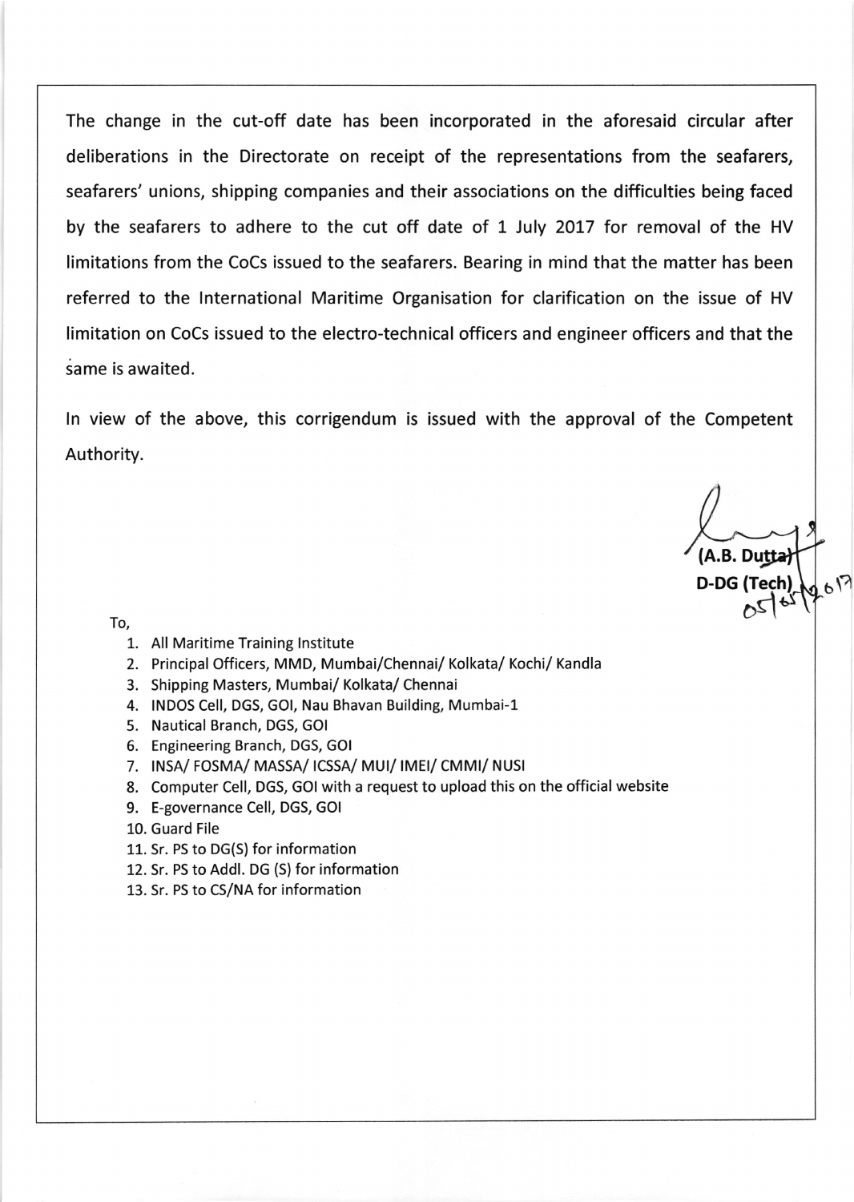The change in the cut-off date has been incorporated in the aforesaid circular after deliberations in the Directorate on receipt of the representations from the seafarers, seafarers' unions, shipping companies and their associations on the difficulties being faced by the seafarers to adhere to the cut off date of 1 July 2017 for removal of the HV limitations from the CoCs issued to the seafarers. Bearing in mind that the matter has been referred to the International Maritime Organisation for clarification on the issue of HV limitation on CoCs issued to the electro-technical officers and engineer officers and that the same is awaited.

In view of the above, this corrigendum is issued with the approval of the Competent Authority.

(A.B. Dutta)
D-DG (Tech)
05/05/2017

To,

1. All Maritime Training Institute
2. Principal Officers, MMD, Mumbai/Chennai/ Kolkata/ Kochi/ Kandla
3. Shipping Masters, Mumbai/ Kolkata/ Chennai
4. INDOS Cell, DGS, GOI, Nau Bhavan Building, Mumbai-1
5. Nautical Branch, DGS, GOI
6. Engineering Branch, DGS, GOI
7. INSA/ FOSMA/ MASSA/ ICSSA/ MUI/ IMEI/ CMMI/ NUSI
8. Computer Cell, DGS, GOI with a request to upload this on the official website
9. E-governance Cell, DGS, GOI
10. Guard File
11. Sr. PS to DG(S) for information
12. Sr. PS to Addl. DG (S) for information
13. Sr. PS to CS/NA for information